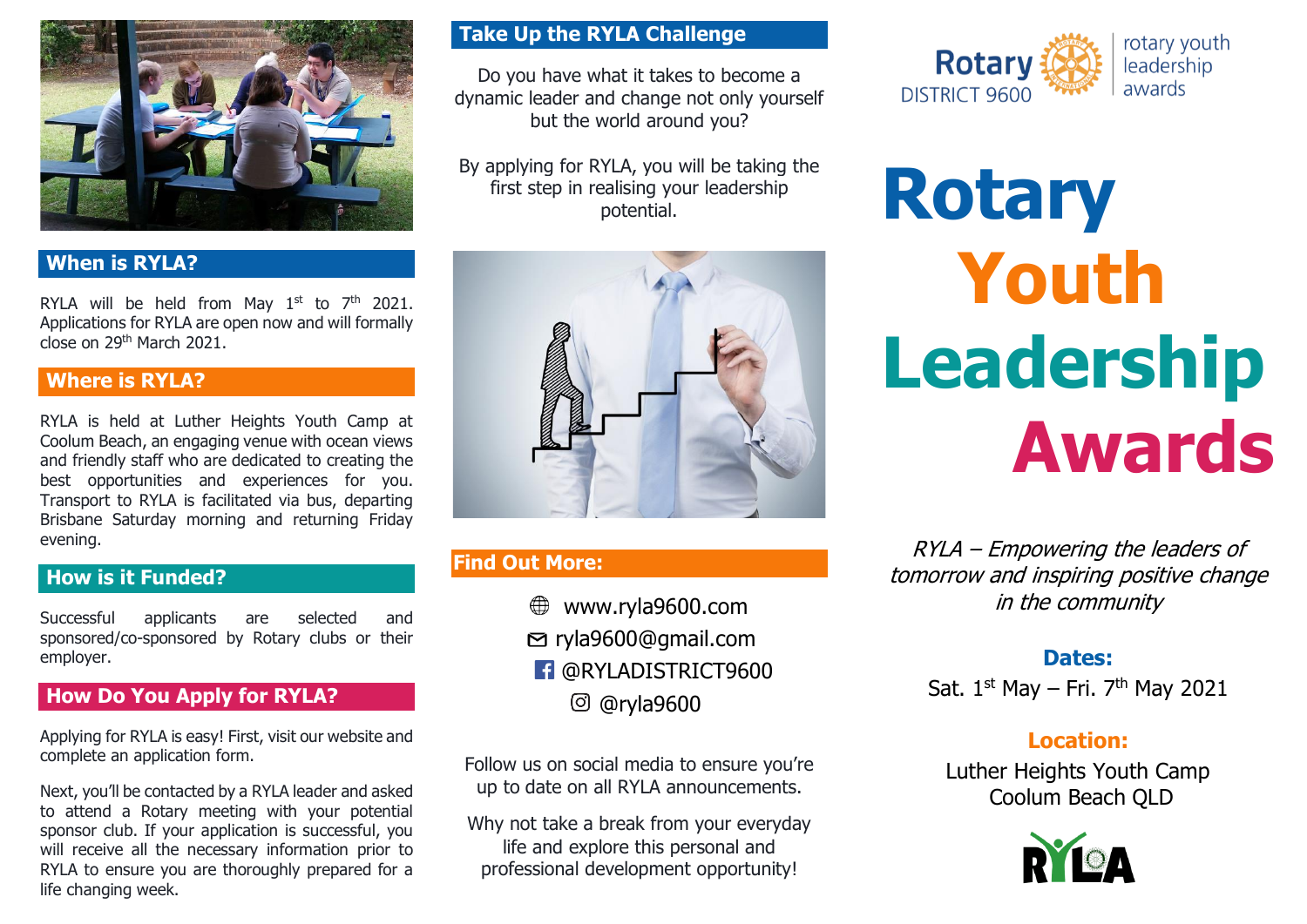## When is RYLA?

RYLA will be held from May 1st to 7th 2021. Applications for RYLA are open now and will formally close on 29th March 2021.

## Where is RYLA?

RYLA is held at Luther Heights Youth Camp at Coolum Beach, an engaging venue with ocean views and friendly staff who are dedicated to creating the best opportunities and experiences for you. Transport to RYLA is facilitated via bus, departing Brisbane Saturday morning and returning Friday evening.

## How is it Funded?

Successful applicants are selected and sponsored/co-sponsored by Rotary clubs or their employer.

## How Do You Apply for RYLA?

Applying for RYLA is easy! First, visit our website and complete an application form.

Next, you'll be contacted by a RYLA leader and asked to attend a Rotary meeting with your potential sponsor club. If your application is successful, you will receive all the necessary information prior to RYLA to ensure you are thoroughly prepared for a life changing week.

## Take Up the RYLA Challenge

Do you have what it takes to become a dynamic leader and change not only yourself but the world around you?

By applying for RYLA, you will be taking the first step in realising your leadership potential.

## Find Out More:

www.ryla9600.com
ryla9600@gmail.com
@RYLADISTRICT9600
@ryla9600

Follow us on social media to ensure you're up to date on all RYLA announcements.

Why not take a break from your everyday life and explore this personal and professional development opportunity!

Rotary DISTRICT 9600 | rotary youth leadership awards

# Rotary Youth Leadership Awards

*RYLA – Empowering the leaders of tomorrow and inspiring positive change in the community*

**Dates:**

Sat. 1st May – Fri. 7th May 2021

**Location:**

Luther Heights Youth Camp
Coolum Beach QLD

RYLA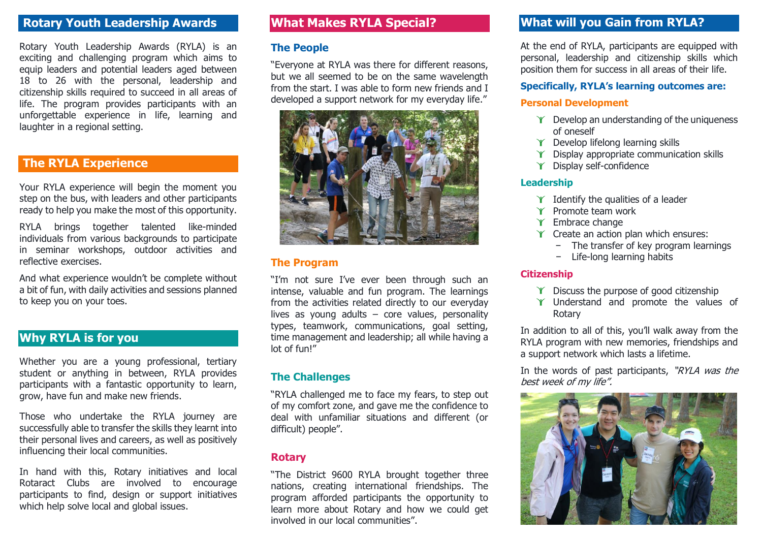## Rotary Youth Leadership Awards

Rotary Youth Leadership Awards (RYLA) is an exciting and challenging program which aims to equip leaders and potential leaders aged between 18 to 26 with the personal, leadership and citizenship skills required to succeed in all areas of life. The program provides participants with an unforgettable experience in life, learning and laughter in a regional setting.

## The RYLA Experience

Your RYLA experience will begin the moment you step on the bus, with leaders and other participants ready to help you make the most of this opportunity.

RYLA brings together talented like-minded individuals from various backgrounds to participate in seminar workshops, outdoor activities and reflective exercises.

And what experience wouldn't be complete without a bit of fun, with daily activities and sessions planned to keep you on your toes.

## Why RYLA is for you

Whether you are a young professional, tertiary student or anything in between, RYLA provides participants with a fantastic opportunity to learn, grow, have fun and make new friends.

Those who undertake the RYLA journey are successfully able to transfer the skills they learnt into their personal lives and careers, as well as positively influencing their local communities.

In hand with this, Rotary initiatives and local Rotaract Clubs are involved to encourage participants to find, design or support initiatives which help solve local and global issues.

## What Makes RYLA Special?

### The People

"Everyone at RYLA was there for different reasons, but we all seemed to be on the same wavelength from the start. I was able to form new friends and I developed a support network for my everyday life."

### The Program

"I'm not sure I've ever been through such an intense, valuable and fun program. The learnings from the activities related directly to our everyday lives as young adults – core values, personality types, teamwork, communications, goal setting, time management and leadership; all while having a lot of fun!"

### The Challenges

"RYLA challenged me to face my fears, to step out of my comfort zone, and gave me the confidence to deal with unfamiliar situations and different (or difficult) people".

### Rotary

"The District 9600 RYLA brought together three nations, creating international friendships. The program afforded participants the opportunity to learn more about Rotary and how we could get involved in our local communities".

## What will you Gain from RYLA?

At the end of RYLA, participants are equipped with personal, leadership and citizenship skills which position them for success in all areas of their life.

**Specifically, RYLA's learning outcomes are:**

### Personal Development

- Develop an understanding of the uniqueness of oneself
- Develop lifelong learning skills
- Display appropriate communication skills
- Display self-confidence

### Leadership

- Identify the qualities of a leader
- Promote team work
- Embrace change
- Create an action plan which ensures:
  - The transfer of key program learnings
  - Life-long learning habits

### Citizenship

- Discuss the purpose of good citizenship
- Understand and promote the values of Rotary

In addition to all of this, you'll walk away from the RYLA program with new memories, friendships and a support network which lasts a lifetime.

In the words of past participants, *"RYLA was the best week of my life".*